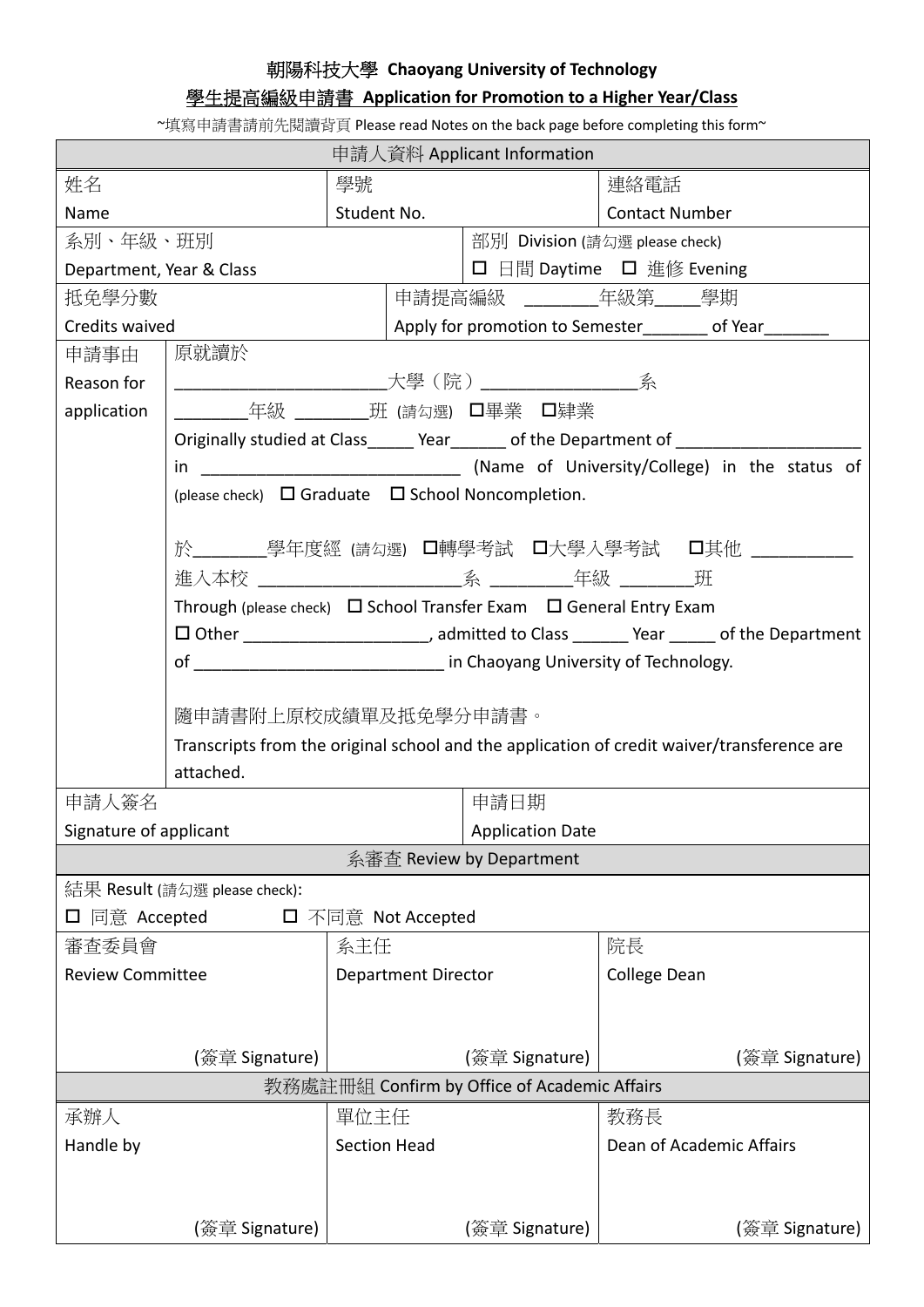# 朝陽科技大學 Chaoyang University of Technology

## 學生提高編級申請書 Application for Promotion to a Higher Year/Class

~填寫申請書請前先閱讀背頁 Please read Notes on the back page before completing this form~

| 申請人資料 Applicant Information | | | | | |
|---|---|---|---|---|---|
| 姓名<br>Name | | 學號<br>Student No. | | 連絡電話<br>Contact Number | |
| 系別、年級、班別<br>Department, Year & Class | | | 部別 Division (請勾選 please check)<br>☐ 日間 Daytime ☐ 進修 Evening | | |
| 抵免學分數<br>Credits waived | | | 申請提高編級 ________年級第_____學期<br>Apply for promotion to Semester_______ of Year_______ | | |
| 申請事由<br>Reason for application | 原就讀於<br>_______________________大學（院）_________________系<br>________年級 ________班 (請勾選) ☐畢業 ☐肄業<br>Originally studied at Class_____ Year______ of the Department of ____________________ in _____________________________ (Name of University/College) in the status of (please check) ☐ Graduate ☐ School Noncompletion.<br><br>於________學年度經 (請勾選) ☐轉學考試 ☐大學入學考試 ☐其他 ___________<br>進入本校 ______________________系 _________年級 ________班<br>Through (please check) ☐ School Transfer Exam ☐ General Entry Exam<br>☐ Other ____________________, admitted to Class ______ Year _____ of the Department of ___________________________ in Chaoyang University of Technology.<br><br>隨申請書附上原校成績單及抵免學分申請書。<br>Transcripts from the original school and the application of credit waiver/transference are attached. | | | | |
| 申請人簽名<br>Signature of applicant | | | 申請日期<br>Application Date | | |
| 系審查 Review by Department | | | | | |
| 結果 Result (請勾選 please check):<br>☐ 同意 Accepted ☐ 不同意 Not Accepted | | | | | |
| 審查委員會<br>Review Committee<br><br>(簽章 Signature) | | 系主任<br>Department Director<br><br>(簽章 Signature) | | 院長<br>College Dean<br><br>(簽章 Signature) | |
| 教務處註冊組 Confirm by Office of Academic Affairs | | | | | |
| 承辦人<br>Handle by<br><br>(簽章 Signature) | | 單位主任<br>Section Head<br><br>(簽章 Signature) | | 教務長<br>Dean of Academic Affairs<br><br>(簽章 Signature) | |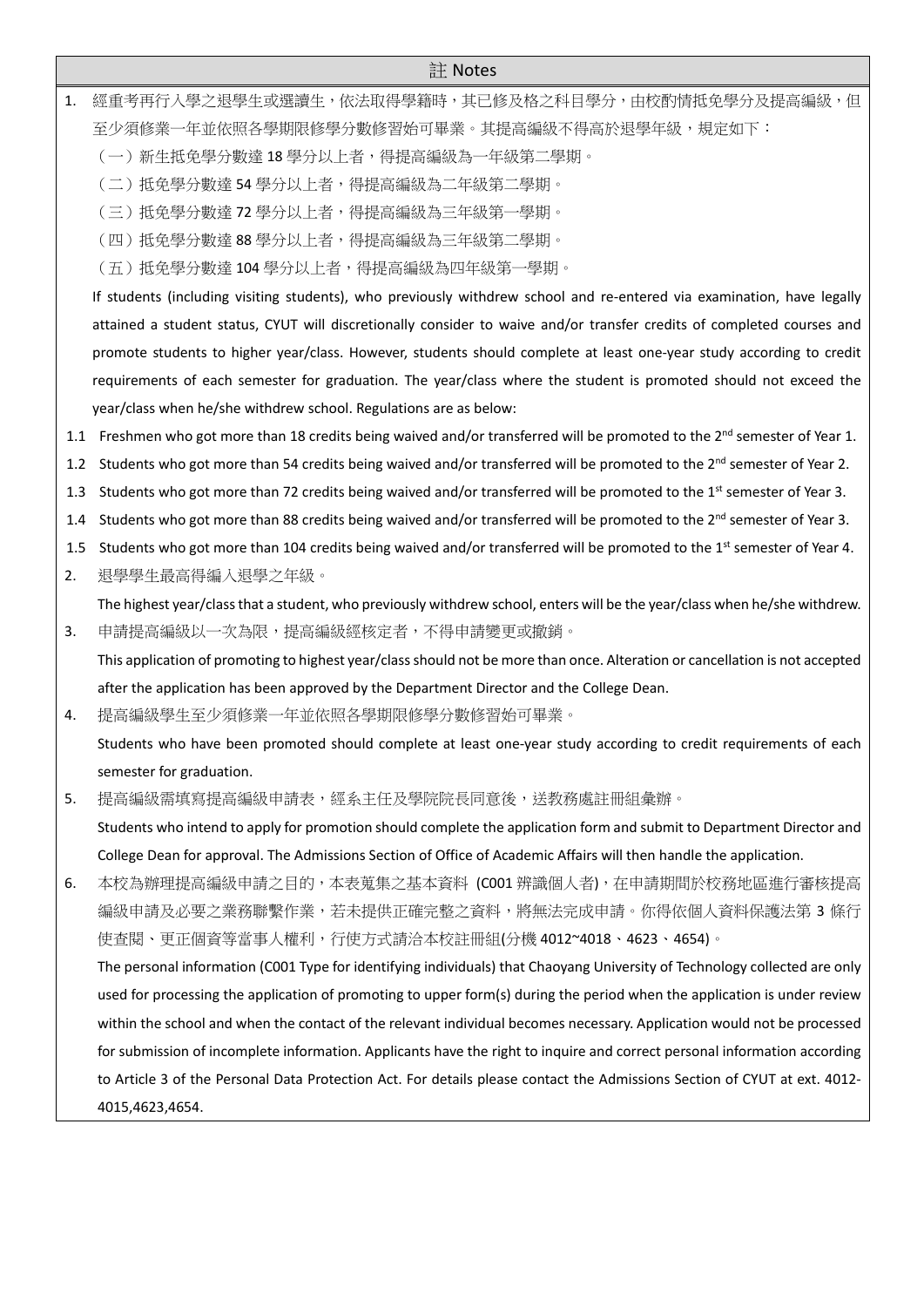## 註 Notes

1. 經重考再行入學之退學生或選讀生，依法取得學籍時，其已修及格之科目學分，由校酌情抵免學分及提高編級，但至少須修業一年並依照各學期限修學分數修習始可畢業。其提高編級不得高於退學年級，規定如下：

   （一）新生抵免學分數達 18 學分以上者，得提高編級為一年級第二學期。

   （二）抵免學分數達 54 學分以上者，得提高編級為二年級第二學期。

   （三）抵免學分數達 72 學分以上者，得提高編級為三年級第一學期。

   （四）抵免學分數達 88 學分以上者，得提高編級為三年級第二學期。

   （五）抵免學分數達 104 學分以上者，得提高編級為四年級第一學期。

   If students (including visiting students), who previously withdrew school and re-entered via examination, have legally attained a student status, CYUT will discretionally consider to waive and/or transfer credits of completed courses and promote students to higher year/class. However, students should complete at least one-year study according to credit requirements of each semester for graduation. The year/class where the student is promoted should not exceed the year/class when he/she withdrew school. Regulations are as below:

   1.1 Freshmen who got more than 18 credits being waived and/or transferred will be promoted to the 2nd semester of Year 1.

   1.2 Students who got more than 54 credits being waived and/or transferred will be promoted to the 2nd semester of Year 2.

   1.3 Students who got more than 72 credits being waived and/or transferred will be promoted to the 1st semester of Year 3.

   1.4 Students who got more than 88 credits being waived and/or transferred will be promoted to the 2nd semester of Year 3.

   1.5 Students who got more than 104 credits being waived and/or transferred will be promoted to the 1st semester of Year 4.

2. 退學學生最高得編入退學之年級。

   The highest year/class that a student, who previously withdrew school, enters will be the year/class when he/she withdrew.

3. 申請提高編級以一次為限，提高編級經核定者，不得申請變更或撤銷。

   This application of promoting to highest year/class should not be more than once. Alteration or cancellation is not accepted after the application has been approved by the Department Director and the College Dean.

4. 提高編級學生至少須修業一年並依照各學期限修學分數修習始可畢業。

   Students who have been promoted should complete at least one-year study according to credit requirements of each semester for graduation.

5. 提高編級需填寫提高編級申請表，經系主任及學院院長同意後，送教務處註冊組彙辦。

   Students who intend to apply for promotion should complete the application form and submit to Department Director and College Dean for approval. The Admissions Section of Office of Academic Affairs will then handle the application.

6. 本校為辦理提高編級申請之目的，本表蒐集之基本資料 (C001 辨識個人者)，在申請期間於校務地區進行審核提高編級申請及必要之業務聯繫作業，若未提供正確完整之資料，將無法完成申請。你得依個人資料保護法第 3 條行使查閱、更正個資等當事人權利，行使方式請洽本校註冊組(分機 4012~4018、4623、4654)。

   The personal information (C001 Type for identifying individuals) that Chaoyang University of Technology collected are only used for processing the application of promoting to upper form(s) during the period when the application is under review within the school and when the contact of the relevant individual becomes necessary. Application would not be processed for submission of incomplete information. Applicants have the right to inquire and correct personal information according to Article 3 of the Personal Data Protection Act. For details please contact the Admissions Section of CYUT at ext. 4012-4015,4623,4654.